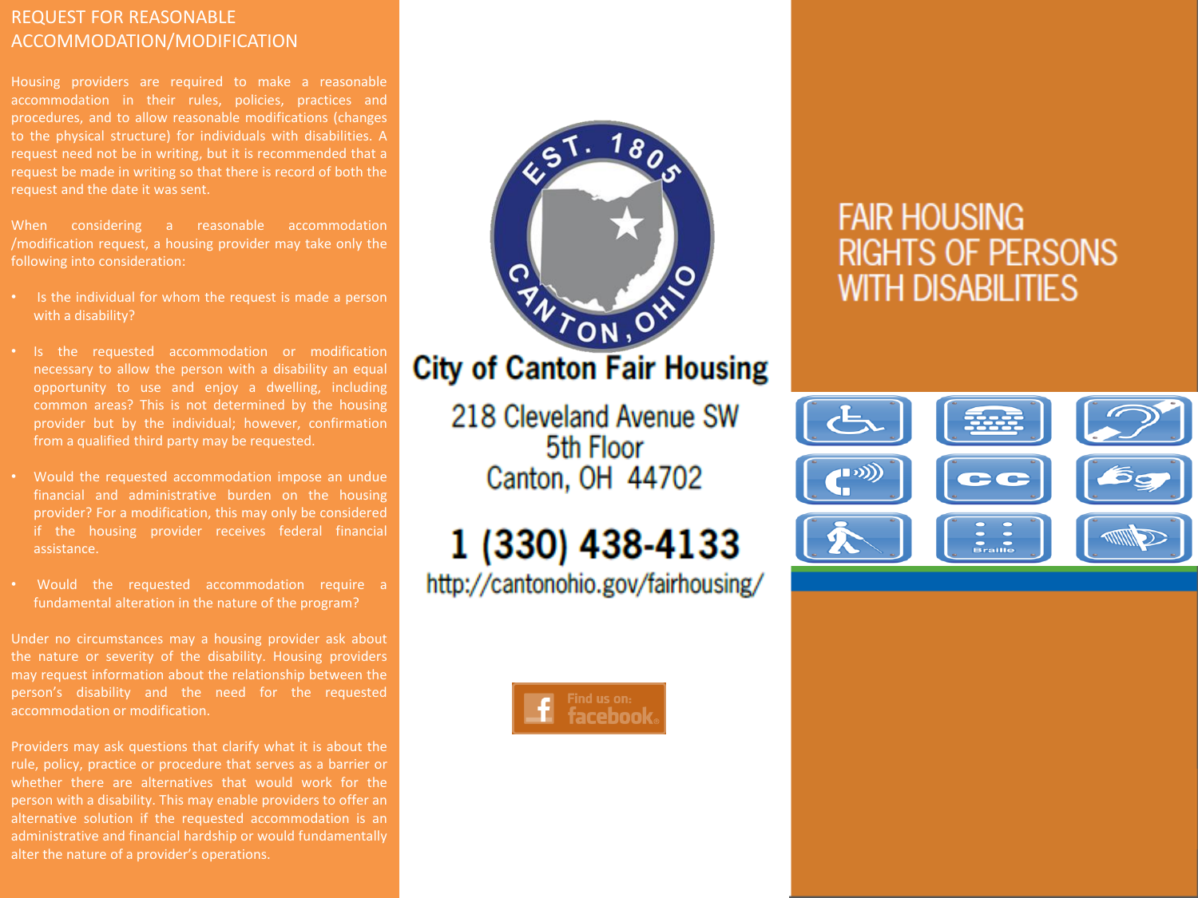## REQUEST FOR REASONABLE ACCOMMODATION/MODIFICATION

Housing providers are required to make a reasonable accommodation in their rules, policies, practices and procedures, and to allow reasonable modifications (changes to the physical structure) for individuals with disabilities. A request need not be in writing, but it is recommended that a request be made in writing so that there is record of both the request and the date it was sent.

When considering a reasonable accommodation /modification request, a housing provider may take only the following into consideration:

- Is the individual for whom the request is made a person with a disability?
- Is the requested accommodation or modification necessary to allow the person with a disability an equal opportunity to use and enjoy a dwelling, including common areas? This is not determined by the housing provider but by the individual; however, confirmation from a qualified third party may be requested.
- Would the requested accommodation impose an undue financial and administrative burden on the housing provider? For a modification, this may only be considered if the housing provider receives federal financial assistance.
- Would the requested accommodation require a fundamental alteration in the nature of the program?

Under no circumstances may a housing provider ask about the nature or severity of the disability. Housing providers may request information about the relationship between the person's disability and the need for the requested accommodation or modification.

Providers may ask questions that clarify what it is about the rule, policy, practice or procedure that serves as a barrier or whether there are alternatives that would work for the person with a disability. This may enable providers to offer an alternative solution if the requested accommodation is an administrative and financial hardship or would fundamentally alter the nature of a provider's operations.

EST. 1805 CANTON, OHIO

## City of Canton Fair Housing

218 Cleveland Avenue SW
5th Floor
Canton, OH 44702

**1 (330) 438-4133**

http://cantonohio.gov/fairhousing/

Find us on: facebook

# FAIR HOUSING RIGHTS OF PERSONS WITH DISABILITIES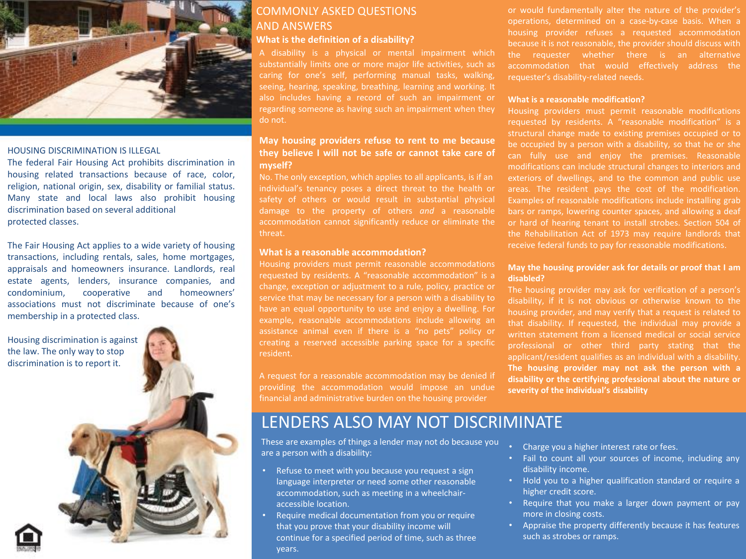## HOUSING DISCRIMINATION IS ILLEGAL

The federal Fair Housing Act prohibits discrimination in housing related transactions because of race, color, religion, national origin, sex, disability or familial status. Many state and local laws also prohibit housing discrimination based on several additional protected classes.

The Fair Housing Act applies to a wide variety of housing transactions, including rentals, sales, home mortgages, appraisals and homeowners insurance. Landlords, real estate agents, lenders, insurance companies, and condominium, cooperative and homeowners' associations must not discriminate because of one's membership in a protected class.

Housing discrimination is against the law. The only way to stop discrimination is to report it.

## COMMONLY ASKED QUESTIONS AND ANSWERS

### What is the definition of a disability?

A disability is a physical or mental impairment which substantially limits one or more major life activities, such as caring for one's self, performing manual tasks, walking, seeing, hearing, speaking, breathing, learning and working. It also includes having a record of such an impairment or regarding someone as having such an impairment when they do not.

### May housing providers refuse to rent to me because they believe I will not be safe or cannot take care of myself?

No. The only exception, which applies to all applicants, is if an individual's tenancy poses a direct threat to the health or safety of others or would result in substantial physical damage to the property of others *and* a reasonable accommodation cannot significantly reduce or eliminate the threat.

### What is a reasonable accommodation?

Housing providers must permit reasonable accommodations requested by residents. A "reasonable accommodation" is a change, exception or adjustment to a rule, policy, practice or service that may be necessary for a person with a disability to have an equal opportunity to use and enjoy a dwelling. For example, reasonable accommodations include allowing an assistance animal even if there is a "no pets" policy or creating a reserved accessible parking space for a specific resident.

A request for a reasonable accommodation may be denied if providing the accommodation would impose an undue financial and administrative burden on the housing provider or would fundamentally alter the nature of the provider's operations, determined on a case-by-case basis. When a housing provider refuses a requested accommodation because it is not reasonable, the provider should discuss with the requester whether there is an alternative accommodation that would effectively address the requester's disability-related needs.

### What is a reasonable modification?

Housing providers must permit reasonable modifications requested by residents. A "reasonable modification" is a structural change made to existing premises occupied or to be occupied by a person with a disability, so that he or she can fully use and enjoy the premises. Reasonable modifications can include structural changes to interiors and exteriors of dwellings, and to the common and public use areas. The resident pays the cost of the modification. Examples of reasonable modifications include installing grab bars or ramps, lowering counter spaces, and allowing a deaf or hard of hearing tenant to install strobes. Section 504 of the Rehabilitation Act of 1973 may require landlords that receive federal funds to pay for reasonable modifications.

### May the housing provider ask for details or proof that I am disabled?

The housing provider may ask for verification of a person's disability, if it is not obvious or otherwise known to the housing provider, and may verify that a request is related to that disability. If requested, the individual may provide a written statement from a licensed medical or social service professional or other third party stating that the applicant/resident qualifies as an individual with a disability. **The housing provider may not ask the person with a disability or the certifying professional about the nature or severity of the individual's disability**

## LENDERS ALSO MAY NOT DISCRIMINATE

These are examples of things a lender may not do because you are a person with a disability:

- Refuse to meet with you because you request a sign language interpreter or need some other reasonable accommodation, such as meeting in a wheelchair-accessible location.
- Require medical documentation from you or require that you prove that your disability income will continue for a specified period of time, such as three years.
- Charge you a higher interest rate or fees.
- Fail to count all your sources of income, including any disability income.
- Hold you to a higher qualification standard or require a higher credit score.
- Require that you make a larger down payment or pay more in closing costs.
- Appraise the property differently because it has features such as strobes or ramps.